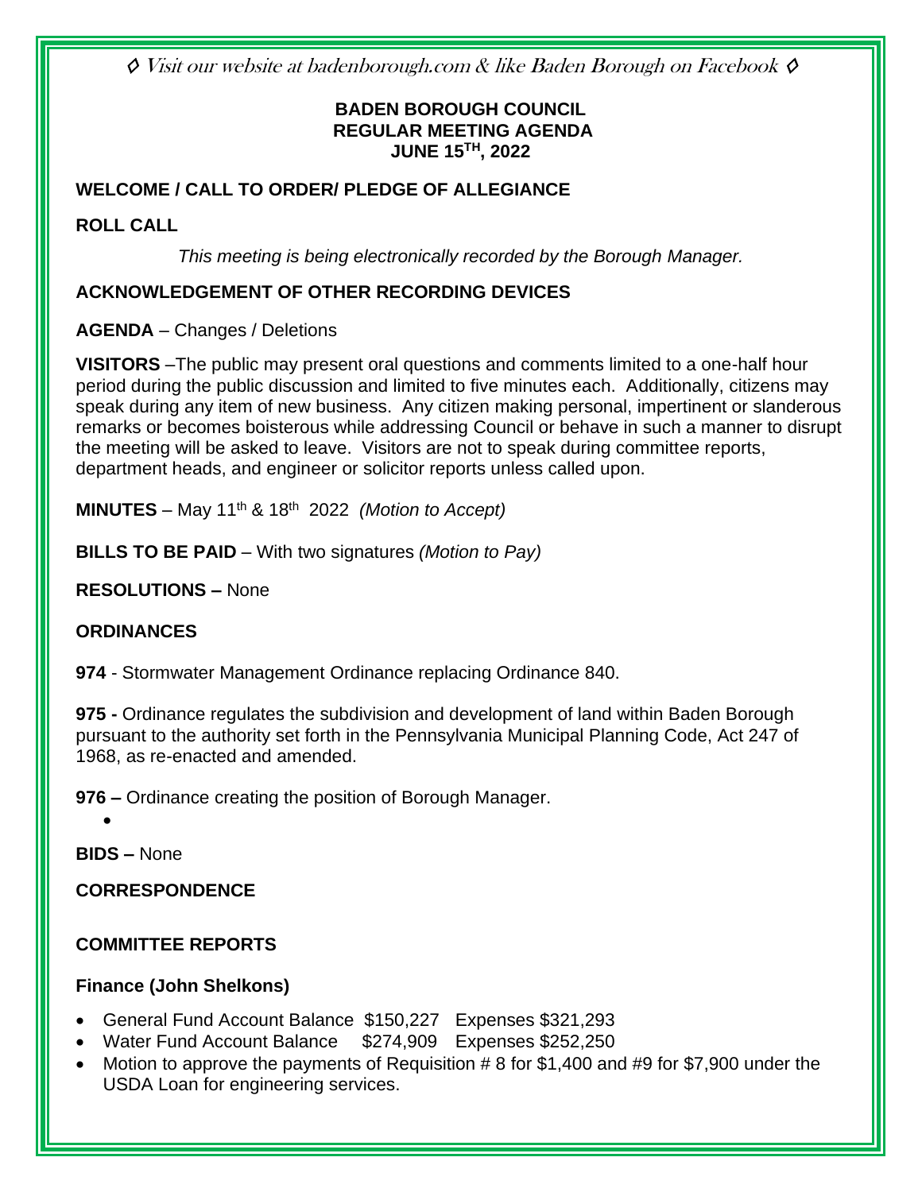◊ Visit our website at badenborough.com & like Baden Borough on Facebook ◊

**BADEN BOROUGH COUNCIL**
**REGULAR MEETING AGENDA**
**JUNE 15TH, 2022**

**WELCOME / CALL TO ORDER/ PLEDGE OF ALLEGIANCE**

**ROLL CALL**

*This meeting is being electronically recorded by the Borough Manager.*

**ACKNOWLEDGEMENT OF OTHER RECORDING DEVICES**

**AGENDA** – Changes / Deletions

**VISITORS** –The public may present oral questions and comments limited to a one-half hour period during the public discussion and limited to five minutes each. Additionally, citizens may speak during any item of new business. Any citizen making personal, impertinent or slanderous remarks or becomes boisterous while addressing Council or behave in such a manner to disrupt the meeting will be asked to leave. Visitors are not to speak during committee reports, department heads, and engineer or solicitor reports unless called upon.

**MINUTES** – May 11th & 18th 2022 *(Motion to Accept)*

**BILLS TO BE PAID** – With two signatures *(Motion to Pay)*

**RESOLUTIONS –** None

**ORDINANCES**

**974** - Stormwater Management Ordinance replacing Ordinance 840.

**975 -** Ordinance regulates the subdivision and development of land within Baden Borough pursuant to the authority set forth in the Pennsylvania Municipal Planning Code, Act 247 of 1968, as re-enacted and amended.

**976 –** Ordinance creating the position of Borough Manager.

- 

**BIDS –** None

**CORRESPONDENCE**

**COMMITTEE REPORTS**

**Finance (John Shelkons)**

- General Fund Account Balance $150,227 Expenses $321,293
- Water Fund Account Balance $274,909 Expenses $252,250
- Motion to approve the payments of Requisition # 8 for $1,400 and #9 for $7,900 under the USDA Loan for engineering services.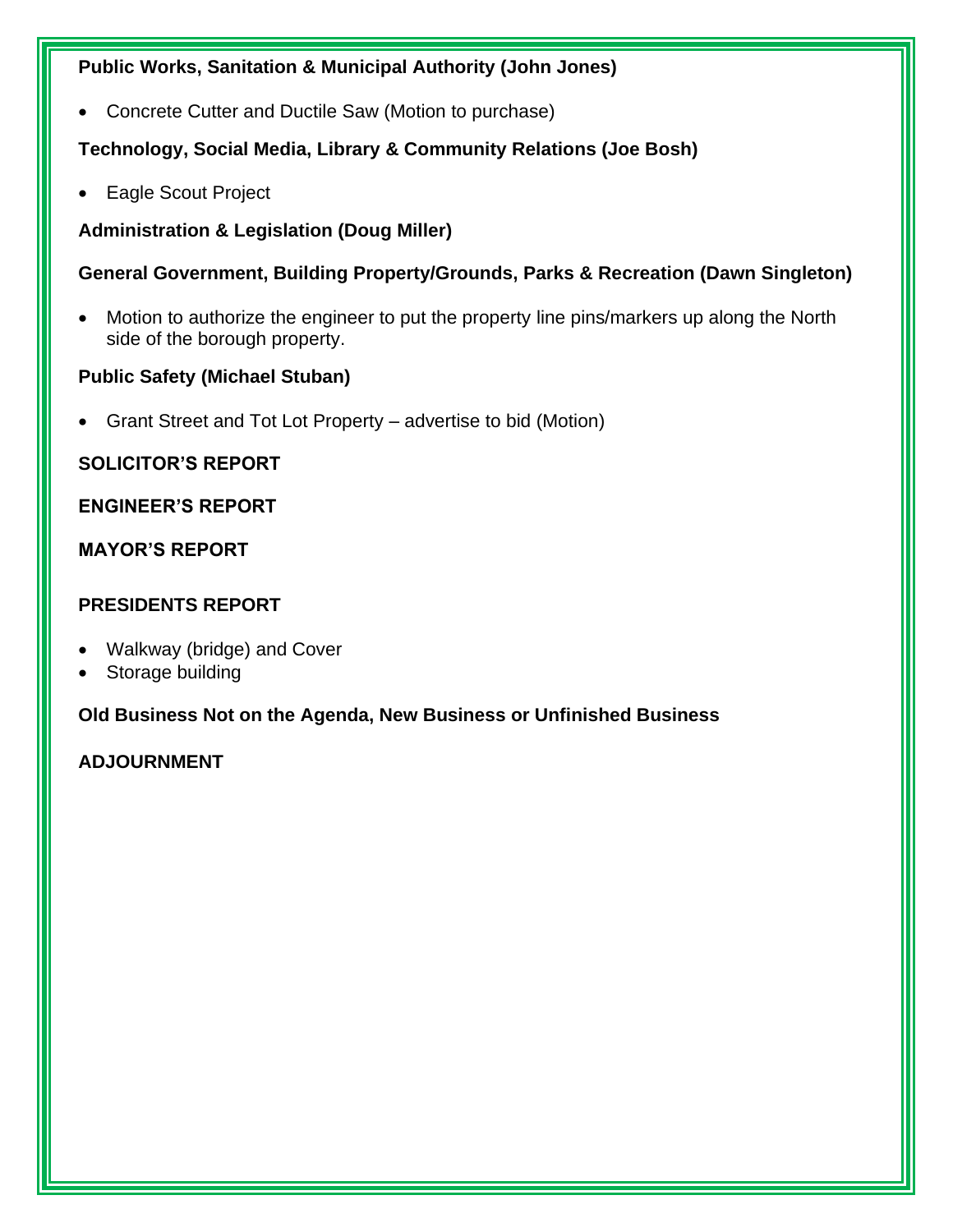**Public Works, Sanitation & Municipal Authority (John Jones)**

- Concrete Cutter and Ductile Saw (Motion to purchase)

**Technology, Social Media, Library & Community Relations (Joe Bosh)**

- Eagle Scout Project

**Administration & Legislation (Doug Miller)**

**General Government, Building Property/Grounds, Parks & Recreation (Dawn Singleton)**

- Motion to authorize the engineer to put the property line pins/markers up along the North side of the borough property.

**Public Safety (Michael Stuban)**

- Grant Street and Tot Lot Property – advertise to bid (Motion)

**SOLICITOR'S REPORT**

**ENGINEER'S REPORT**

**MAYOR'S REPORT**

**PRESIDENTS REPORT**

- Walkway (bridge) and Cover
- Storage building

**Old Business Not on the Agenda, New Business or Unfinished Business**

**ADJOURNMENT**